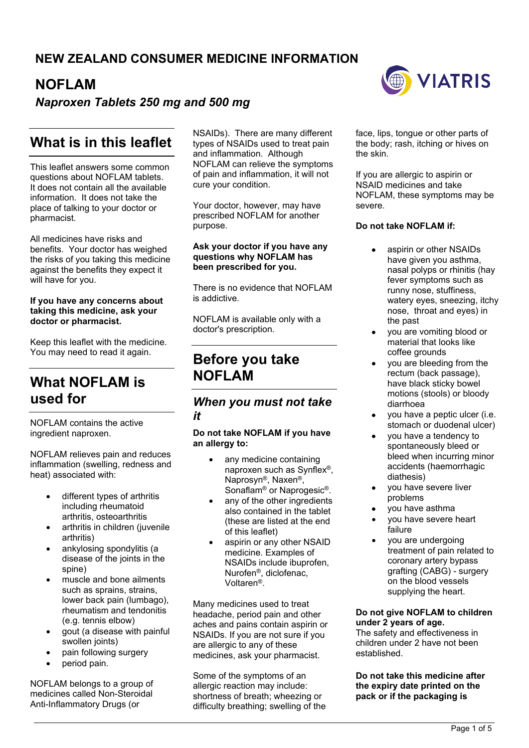# NEW ZEALAND CONSUMER MEDICINE INFORMATION

# NOFLAM

***Naproxen Tablets 250 mg and 500 mg***

## What is in this leaflet

This leaflet answers some common questions about NOFLAM tablets. It does not contain all the available information. It does not take the place of talking to your doctor or pharmacist.

All medicines have risks and benefits. Your doctor has weighed the risks of you taking this medicine against the benefits they expect it will have for you.

**If you have any concerns about taking this medicine, ask your doctor or pharmacist.**

Keep this leaflet with the medicine. You may need to read it again.

## What NOFLAM is used for

NOFLAM contains the active ingredient naproxen.

NOFLAM relieves pain and reduces inflammation (swelling, redness and heat) associated with:

- different types of arthritis including rheumatoid arthritis, osteoarthritis
- arthritis in children (juvenile arthritis)
- ankylosing spondylitis (a disease of the joints in the spine)
- muscle and bone ailments such as sprains, strains, lower back pain (lumbago), rheumatism and tendonitis (e.g. tennis elbow)
- gout (a disease with painful swollen joints)
- pain following surgery
- period pain.

NOFLAM belongs to a group of medicines called Non-Steroidal Anti-Inflammatory Drugs (or NSAIDs). There are many different types of NSAIDs used to treat pain and inflammation. Although NOFLAM can relieve the symptoms of pain and inflammation, it will not cure your condition.

Your doctor, however, may have prescribed NOFLAM for another purpose.

**Ask your doctor if you have any questions why NOFLAM has been prescribed for you.**

There is no evidence that NOFLAM is addictive.

NOFLAM is available only with a doctor's prescription.

## Before you take NOFLAM

### *When you must not take it*

**Do not take NOFLAM if you have an allergy to:**

- any medicine containing naproxen such as Synflex®, Naprosyn®, Naxen®, Sonaflam® or Naprogesic®.
- any of the other ingredients also contained in the tablet (these are listed at the end of this leaflet)
- aspirin or any other NSAID medicine. Examples of NSAIDs include ibuprofen, Nurofen®, diclofenac, Voltaren®.

Many medicines used to treat headache, period pain and other aches and pains contain aspirin or NSAIDs. If you are not sure if you are allergic to any of these medicines, ask your pharmacist.

Some of the symptoms of an allergic reaction may include: shortness of breath; wheezing or difficulty breathing; swelling of the face, lips, tongue or other parts of the body; rash, itching or hives on the skin.

If you are allergic to aspirin or NSAID medicines and take NOFLAM, these symptoms may be severe.

**Do not take NOFLAM if:**

- aspirin or other NSAIDs have given you asthma, nasal polyps or rhinitis (hay fever symptoms such as runny nose, stuffiness, watery eyes, sneezing, itchy nose, throat and eyes) in the past
- you are vomiting blood or material that looks like coffee grounds
- you are bleeding from the rectum (back passage), have black sticky bowel motions (stools) or bloody diarrhoea
- you have a peptic ulcer (i.e. stomach or duodenal ulcer)
- you have a tendency to spontaneously bleed or bleed when incurring minor accidents (haemorrhagic diathesis)
- you have severe liver problems
- you have asthma
- you have severe heart failure
- you are undergoing treatment of pain related to coronary artery bypass grafting (CABG) - surgery on the blood vessels supplying the heart.

**Do not give NOFLAM to children under 2 years of age.**
The safety and effectiveness in children under 2 have not been established.

**Do not take this medicine after the expiry date printed on the pack or if the packaging is**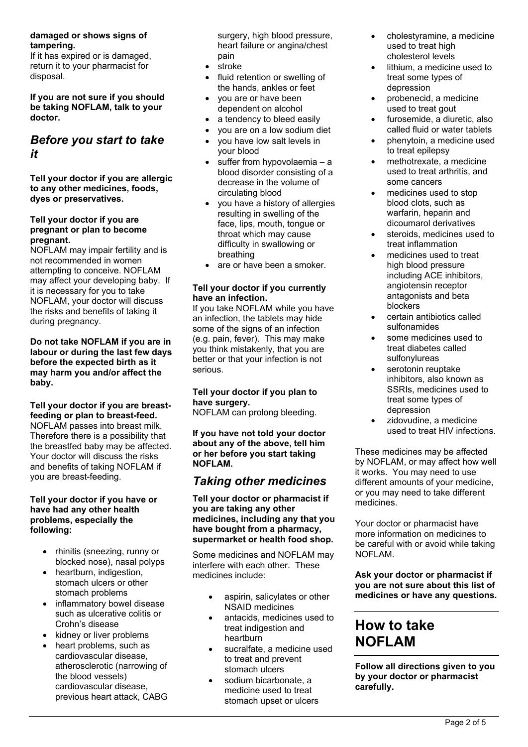**damaged or shows signs of tampering.**
If it has expired or is damaged, return it to your pharmacist for disposal.

**If you are not sure if you should be taking NOFLAM, talk to your doctor.**

## *Before you start to take it*

**Tell your doctor if you are allergic to any other medicines, foods, dyes or preservatives.**

**Tell your doctor if you are pregnant or plan to become pregnant.**
NOFLAM may impair fertility and is not recommended in women attempting to conceive. NOFLAM may affect your developing baby. If it is necessary for you to take NOFLAM, your doctor will discuss the risks and benefits of taking it during pregnancy.

**Do not take NOFLAM if you are in labour or during the last few days before the expected birth as it may harm you and/or affect the baby.**

**Tell your doctor if you are breast-feeding or plan to breast-feed.**
NOFLAM passes into breast milk. Therefore there is a possibility that the breastfed baby may be affected. Your doctor will discuss the risks and benefits of taking NOFLAM if you are breast-feeding.

**Tell your doctor if you have or have had any other health problems, especially the following:**

- rhinitis (sneezing, runny or blocked nose), nasal polyps
- heartburn, indigestion, stomach ulcers or other stomach problems
- inflammatory bowel disease such as ulcerative colitis or Crohn's disease
- kidney or liver problems
- heart problems, such as cardiovascular disease, atherosclerotic (narrowing of the blood vessels) cardiovascular disease, previous heart attack, CABG surgery, high blood pressure, heart failure or angina/chest pain
- stroke
- fluid retention or swelling of the hands, ankles or feet
- you are or have been dependent on alcohol
- a tendency to bleed easily
- you are on a low sodium diet
- you have low salt levels in your blood
- suffer from hypovolaemia – a blood disorder consisting of a decrease in the volume of circulating blood
- you have a history of allergies resulting in swelling of the face, lips, mouth, tongue or throat which may cause difficulty in swallowing or breathing
- are or have been a smoker.

**Tell your doctor if you currently have an infection.**
If you take NOFLAM while you have an infection, the tablets may hide some of the signs of an infection (e.g. pain, fever). This may make you think mistakenly, that you are better or that your infection is not serious.

**Tell your doctor if you plan to have surgery.**
NOFLAM can prolong bleeding.

**If you have not told your doctor about any of the above, tell him or her before you start taking NOFLAM.**

## *Taking other medicines*

**Tell your doctor or pharmacist if you are taking any other medicines, including any that you have bought from a pharmacy, supermarket or health food shop.**

Some medicines and NOFLAM may interfere with each other. These medicines include:

- aspirin, salicylates or other NSAID medicines
- antacids, medicines used to treat indigestion and heartburn
- sucralfate, a medicine used to treat and prevent stomach ulcers
- sodium bicarbonate, a medicine used to treat stomach upset or ulcers
- cholestyramine, a medicine used to treat high cholesterol levels
- lithium, a medicine used to treat some types of depression
- probenecid, a medicine used to treat gout
- furosemide, a diuretic, also called fluid or water tablets
- phenytoin, a medicine used to treat epilepsy
- methotrexate, a medicine used to treat arthritis, and some cancers
- medicines used to stop blood clots, such as warfarin, heparin and dicoumarol derivatives
- steroids, medicines used to treat inflammation
- medicines used to treat high blood pressure including ACE inhibitors, angiotensin receptor antagonists and beta blockers
- certain antibiotics called sulfonamides
- some medicines used to treat diabetes called sulfonylureas
- serotonin reuptake inhibitors, also known as SSRIs, medicines used to treat some types of depression
- zidovudine, a medicine used to treat HIV infections.

These medicines may be affected by NOFLAM, or may affect how well it works. You may need to use different amounts of your medicine, or you may need to take different medicines.

Your doctor or pharmacist have more information on medicines to be careful with or avoid while taking NOFLAM.

**Ask your doctor or pharmacist if you are not sure about this list of medicines or have any questions.**

# How to take NOFLAM

**Follow all directions given to you by your doctor or pharmacist carefully.**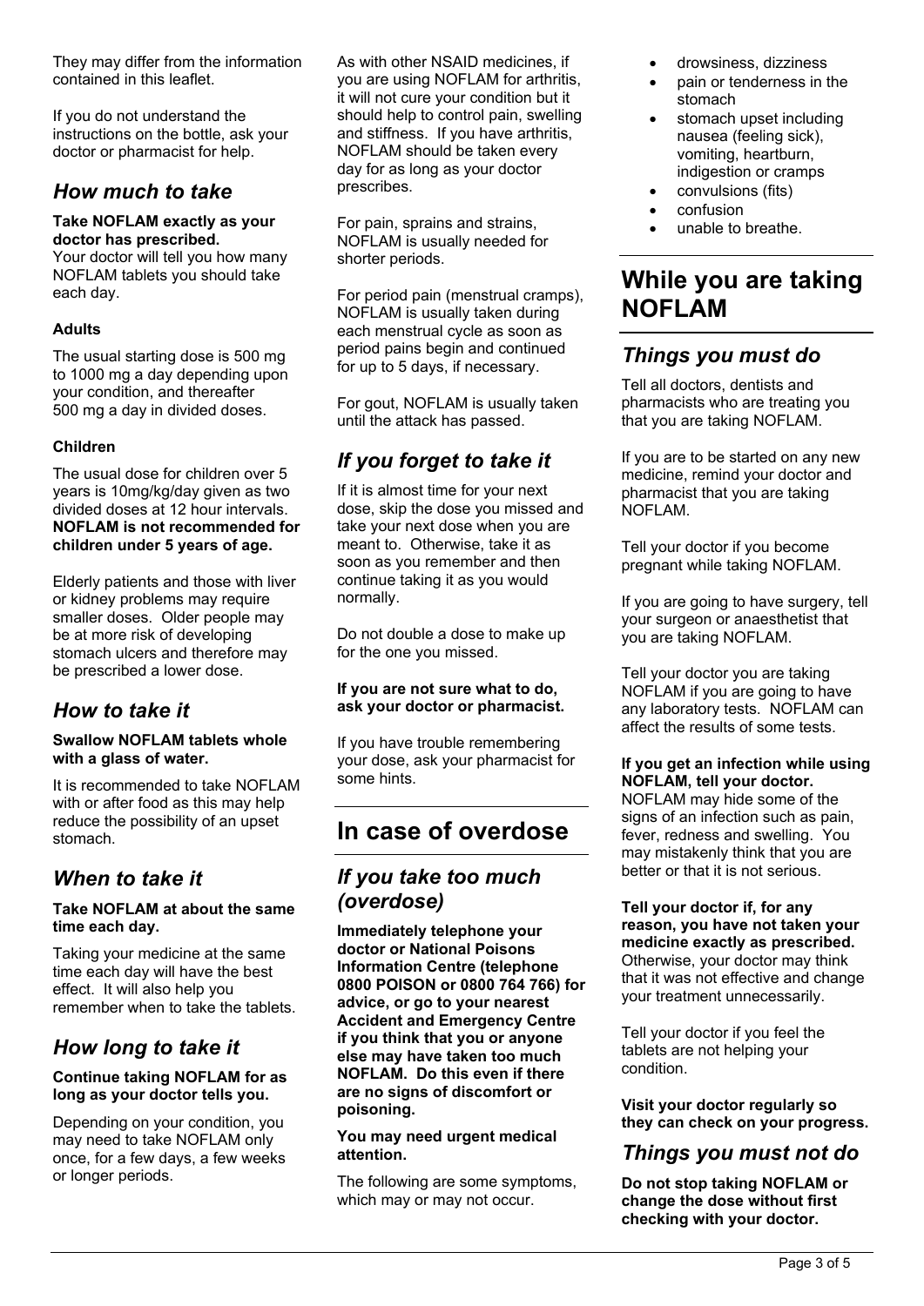They may differ from the information contained in this leaflet.

If you do not understand the instructions on the bottle, ask your doctor or pharmacist for help.

## *How much to take*

**Take NOFLAM exactly as your doctor has prescribed.**
Your doctor will tell you how many NOFLAM tablets you should take each day.

**Adults**

The usual starting dose is 500 mg to 1000 mg a day depending upon your condition, and thereafter 500 mg a day in divided doses.

**Children**

The usual dose for children over 5 years is 10mg/kg/day given as two divided doses at 12 hour intervals. **NOFLAM is not recommended for children under 5 years of age.**

Elderly patients and those with liver or kidney problems may require smaller doses. Older people may be at more risk of developing stomach ulcers and therefore may be prescribed a lower dose.

## *How to take it*

**Swallow NOFLAM tablets whole with a glass of water.**

It is recommended to take NOFLAM with or after food as this may help reduce the possibility of an upset stomach.

## *When to take it*

**Take NOFLAM at about the same time each day.**

Taking your medicine at the same time each day will have the best effect. It will also help you remember when to take the tablets.

## *How long to take it*

**Continue taking NOFLAM for as long as your doctor tells you.**

Depending on your condition, you may need to take NOFLAM only once, for a few days, a few weeks or longer periods.

As with other NSAID medicines, if you are using NOFLAM for arthritis, it will not cure your condition but it should help to control pain, swelling and stiffness. If you have arthritis, NOFLAM should be taken every day for as long as your doctor prescribes.

For pain, sprains and strains, NOFLAM is usually needed for shorter periods.

For period pain (menstrual cramps), NOFLAM is usually taken during each menstrual cycle as soon as period pains begin and continued for up to 5 days, if necessary.

For gout, NOFLAM is usually taken until the attack has passed.

## *If you forget to take it*

If it is almost time for your next dose, skip the dose you missed and take your next dose when you are meant to. Otherwise, take it as soon as you remember and then continue taking it as you would normally.

Do not double a dose to make up for the one you missed.

**If you are not sure what to do, ask your doctor or pharmacist.**

If you have trouble remembering your dose, ask your pharmacist for some hints.

# In case of overdose

## *If you take too much (overdose)*

**Immediately telephone your doctor or National Poisons Information Centre (telephone 0800 POISON or 0800 764 766) for advice, or go to your nearest Accident and Emergency Centre if you think that you or anyone else may have taken too much NOFLAM. Do this even if there are no signs of discomfort or poisoning.**

**You may need urgent medical attention.**

The following are some symptoms, which may or may not occur.

- drowsiness, dizziness
- pain or tenderness in the stomach
- stomach upset including nausea (feeling sick), vomiting, heartburn, indigestion or cramps
- convulsions (fits)
- confusion
- unable to breathe.

# While you are taking NOFLAM

## *Things you must do*

Tell all doctors, dentists and pharmacists who are treating you that you are taking NOFLAM.

If you are to be started on any new medicine, remind your doctor and pharmacist that you are taking NOFLAM.

Tell your doctor if you become pregnant while taking NOFLAM.

If you are going to have surgery, tell your surgeon or anaesthetist that you are taking NOFLAM.

Tell your doctor you are taking NOFLAM if you are going to have any laboratory tests. NOFLAM can affect the results of some tests.

**If you get an infection while using NOFLAM, tell your doctor.**
NOFLAM may hide some of the signs of an infection such as pain, fever, redness and swelling. You may mistakenly think that you are better or that it is not serious.

**Tell your doctor if, for any reason, you have not taken your medicine exactly as prescribed.**
Otherwise, your doctor may think that it was not effective and change your treatment unnecessarily.

Tell your doctor if you feel the tablets are not helping your condition.

**Visit your doctor regularly so they can check on your progress.**

## *Things you must not do*

**Do not stop taking NOFLAM or change the dose without first checking with your doctor.**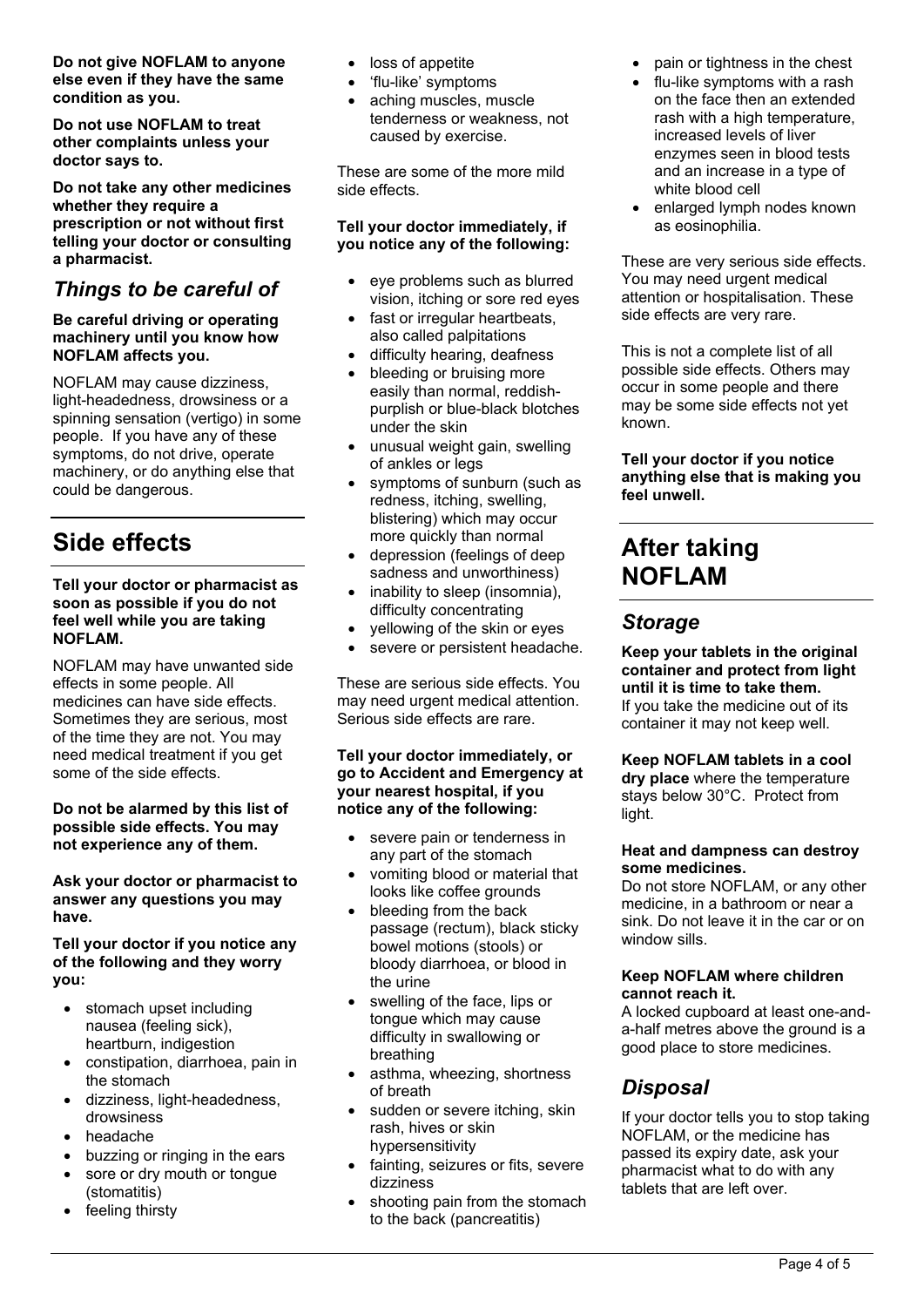**Do not give NOFLAM to anyone else even if they have the same condition as you.**

**Do not use NOFLAM to treat other complaints unless your doctor says to.**

**Do not take any other medicines whether they require a prescription or not without first telling your doctor or consulting a pharmacist.**

## *Things to be careful of*

**Be careful driving or operating machinery until you know how NOFLAM affects you.**

NOFLAM may cause dizziness, light-headedness, drowsiness or a spinning sensation (vertigo) in some people. If you have any of these symptoms, do not drive, operate machinery, or do anything else that could be dangerous.

# Side effects

**Tell your doctor or pharmacist as soon as possible if you do not feel well while you are taking NOFLAM.**

NOFLAM may have unwanted side effects in some people. All medicines can have side effects. Sometimes they are serious, most of the time they are not. You may need medical treatment if you get some of the side effects.

**Do not be alarmed by this list of possible side effects. You may not experience any of them.**

**Ask your doctor or pharmacist to answer any questions you may have.**

**Tell your doctor if you notice any of the following and they worry you:**

- stomach upset including nausea (feeling sick), heartburn, indigestion
- constipation, diarrhoea, pain in the stomach
- dizziness, light-headedness, drowsiness
- headache
- buzzing or ringing in the ears
- sore or dry mouth or tongue (stomatitis)
- feeling thirsty
- loss of appetite
- 'flu-like' symptoms
- aching muscles, muscle tenderness or weakness, not caused by exercise.

These are some of the more mild side effects.

**Tell your doctor immediately, if you notice any of the following:**

- eye problems such as blurred vision, itching or sore red eyes
- fast or irregular heartbeats, also called palpitations
- difficulty hearing, deafness
- bleeding or bruising more easily than normal, reddish-purplish or blue-black blotches under the skin
- unusual weight gain, swelling of ankles or legs
- symptoms of sunburn (such as redness, itching, swelling, blistering) which may occur more quickly than normal
- depression (feelings of deep sadness and unworthiness)
- inability to sleep (insomnia), difficulty concentrating
- yellowing of the skin or eyes
- severe or persistent headache.

These are serious side effects. You may need urgent medical attention. Serious side effects are rare.

**Tell your doctor immediately, or go to Accident and Emergency at your nearest hospital, if you notice any of the following:**

- severe pain or tenderness in any part of the stomach
- vomiting blood or material that looks like coffee grounds
- bleeding from the back passage (rectum), black sticky bowel motions (stools) or bloody diarrhoea, or blood in the urine
- swelling of the face, lips or tongue which may cause difficulty in swallowing or breathing
- asthma, wheezing, shortness of breath
- sudden or severe itching, skin rash, hives or skin hypersensitivity
- fainting, seizures or fits, severe dizziness
- shooting pain from the stomach to the back (pancreatitis)
- pain or tightness in the chest
- flu-like symptoms with a rash on the face then an extended rash with a high temperature, increased levels of liver enzymes seen in blood tests and an increase in a type of white blood cell
- enlarged lymph nodes known as eosinophilia.

These are very serious side effects. You may need urgent medical attention or hospitalisation. These side effects are very rare.

This is not a complete list of all possible side effects. Others may occur in some people and there may be some side effects not yet known.

**Tell your doctor if you notice anything else that is making you feel unwell.**

# After taking NOFLAM

## *Storage*

**Keep your tablets in the original container and protect from light until it is time to take them.**
If you take the medicine out of its container it may not keep well.

**Keep NOFLAM tablets in a cool dry place** where the temperature stays below 30°C. Protect from light.

**Heat and dampness can destroy some medicines.**
Do not store NOFLAM, or any other medicine, in a bathroom or near a sink. Do not leave it in the car or on window sills.

**Keep NOFLAM where children cannot reach it.**
A locked cupboard at least one-and-a-half metres above the ground is a good place to store medicines.

## *Disposal*

If your doctor tells you to stop taking NOFLAM, or the medicine has passed its expiry date, ask your pharmacist what to do with any tablets that are left over.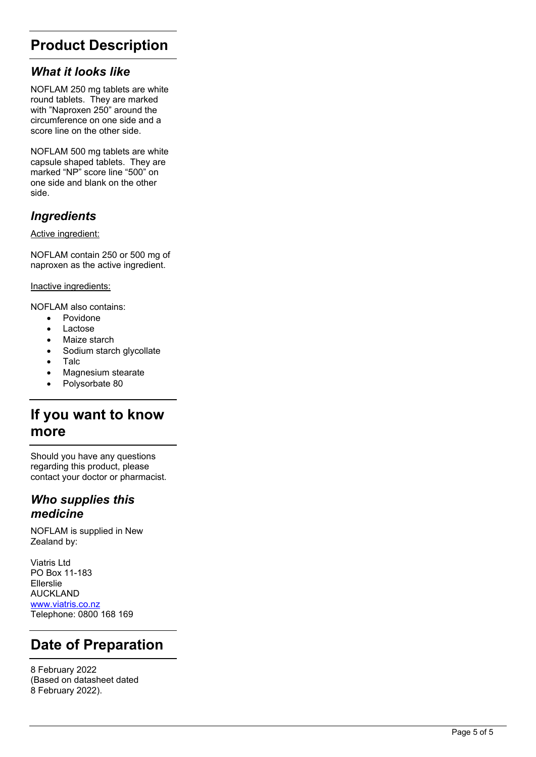# Product Description

## *What it looks like*

NOFLAM 250 mg tablets are white round tablets. They are marked with "Naproxen 250" around the circumference on one side and a score line on the other side.

NOFLAM 500 mg tablets are white capsule shaped tablets. They are marked "NP" score line "500" on one side and blank on the other side.

## *Ingredients*

Active ingredient:

NOFLAM contain 250 or 500 mg of naproxen as the active ingredient.

Inactive ingredients:

NOFLAM also contains:

- Povidone
- Lactose
- Maize starch
- Sodium starch glycollate
- Talc
- Magnesium stearate
- Polysorbate 80

# If you want to know more

Should you have any questions regarding this product, please contact your doctor or pharmacist.

## *Who supplies this medicine*

NOFLAM is supplied in New Zealand by:

Viatris Ltd
PO Box 11-183
Ellerslie
AUCKLAND
www.viatris.co.nz
Telephone: 0800 168 169

# Date of Preparation

8 February 2022
(Based on datasheet dated 8 February 2022).